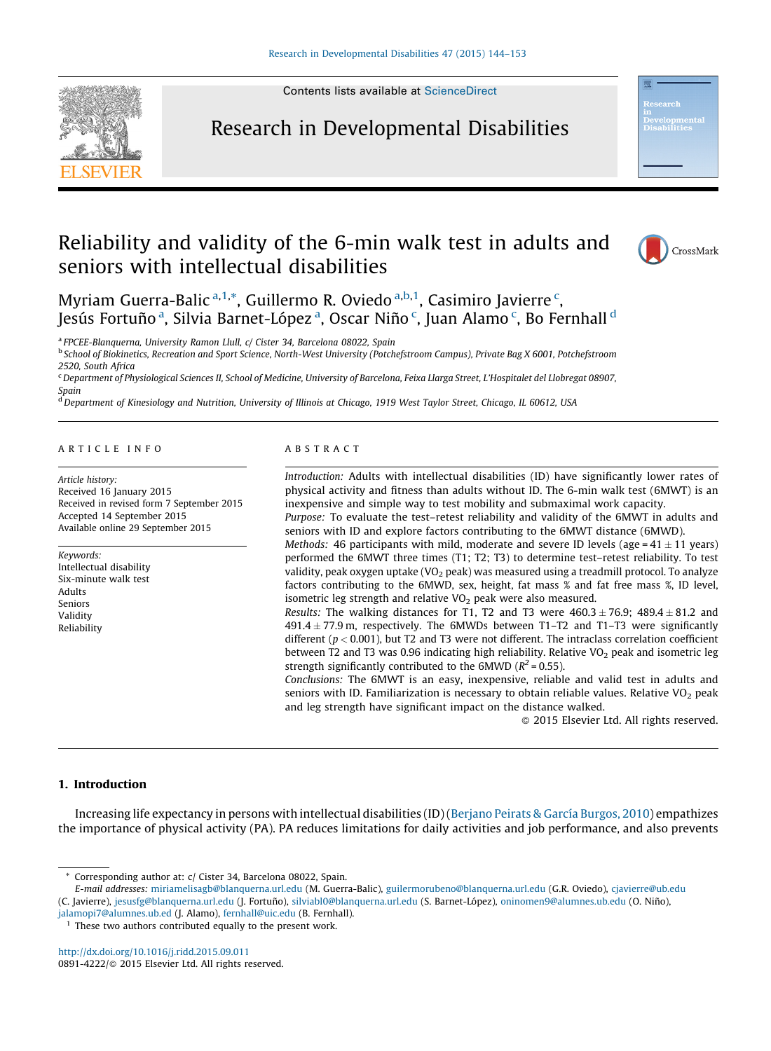Contents lists available at ScienceDirect

# Research in Developmental Disabilities

# Reliability and validity of the 6-min walk test in adults and seniors with intellectual disabilities

Myriam Guerra-Balic [a,1,*], Guillermo R. Oviedo [a,b,1], Casimiro Javierre [c], Jesús Fortuño [a], Silvia Barnet-López [a], Oscar Niño [c], Juan Alamo [c], Bo Fernhall [d]

[a] FPCEE-Blanquerna, University Ramon Llull, c/ Cister 34, Barcelona 08022, Spain
[b] School of Biokinetics, Recreation and Sport Science, North-West University (Potchefstroom Campus), Private Bag X 6001, Potchefstroom 2520, South Africa
[c] Department of Physiological Sciences II, School of Medicine, University of Barcelona, Feixa Llarga Street, L'Hospitalet del Llobregat 08907, Spain
[d] Department of Kinesiology and Nutrition, University of Illinois at Chicago, 1919 West Taylor Street, Chicago, IL 60612, USA

## ARTICLE INFO

*Article history:*
Received 16 January 2015
Received in revised form 7 September 2015
Accepted 14 September 2015
Available online 29 September 2015

*Keywords:*
Intellectual disability
Six-minute walk test
Adults
Seniors
Validity
Reliability

## ABSTRACT

*Introduction:* Adults with intellectual disabilities (ID) have significantly lower rates of physical activity and fitness than adults without ID. The 6-min walk test (6MWT) is an inexpensive and simple way to test mobility and submaximal work capacity.
*Purpose:* To evaluate the test–retest reliability and validity of the 6MWT in adults and seniors with ID and explore factors contributing to the 6MWT distance (6MWD).
*Methods:* 46 participants with mild, moderate and severe ID levels (age = 41 ± 11 years) performed the 6MWT three times (T1; T2; T3) to determine test–retest reliability. To test validity, peak oxygen uptake ($VO_2$ peak) was measured using a treadmill protocol. To analyze factors contributing to the 6MWD, sex, height, fat mass % and fat free mass %, ID level, isometric leg strength and relative $VO_2$ peak were also measured.
*Results:* The walking distances for T1, T2 and T3 were 460.3 ± 76.9; 489.4 ± 81.2 and 491.4 ± 77.9 m, respectively. The 6MWDs between T1–T2 and T1–T3 were significantly different ($p < 0.001$), but T2 and T3 were not different. The intraclass correlation coefficient between T2 and T3 was 0.96 indicating high reliability. Relative $VO_2$ peak and isometric leg strength significantly contributed to the 6MWD ($R^2 = 0.55$).
*Conclusions:* The 6MWT is an easy, inexpensive, reliable and valid test in adults and seniors with ID. Familiarization is necessary to obtain reliable values. Relative $VO_2$ peak and leg strength have significant impact on the distance walked.

© 2015 Elsevier Ltd. All rights reserved.

## 1. Introduction

Increasing life expectancy in persons with intellectual disabilities (ID) (Berjano Peirats & García Burgos, 2010) empathizes the importance of physical activity (PA). PA reduces limitations for daily activities and job performance, and also prevents

---

\* Corresponding author at: c/ Cister 34, Barcelona 08022, Spain.
*E-mail addresses:* miriamelisagb@blanquerna.url.edu (M. Guerra-Balic), guilermorubeno@blanquerna.url.edu (G.R. Oviedo), cjavierre@ub.edu (C. Javierre), jesusfg@blanquerna.url.edu (J. Fortuño), silviabl0@blanquerna.url.edu (S. Barnet-López), oninomen9@alumnes.ub.edu (O. Niño), jalamopi7@alumnes.ub.ed (J. Alamo), fernhall@uic.edu (B. Fernhall).
[1] These two authors contributed equally to the present work.

http://dx.doi.org/10.1016/j.ridd.2015.09.011
0891-4222/© 2015 Elsevier Ltd. All rights reserved.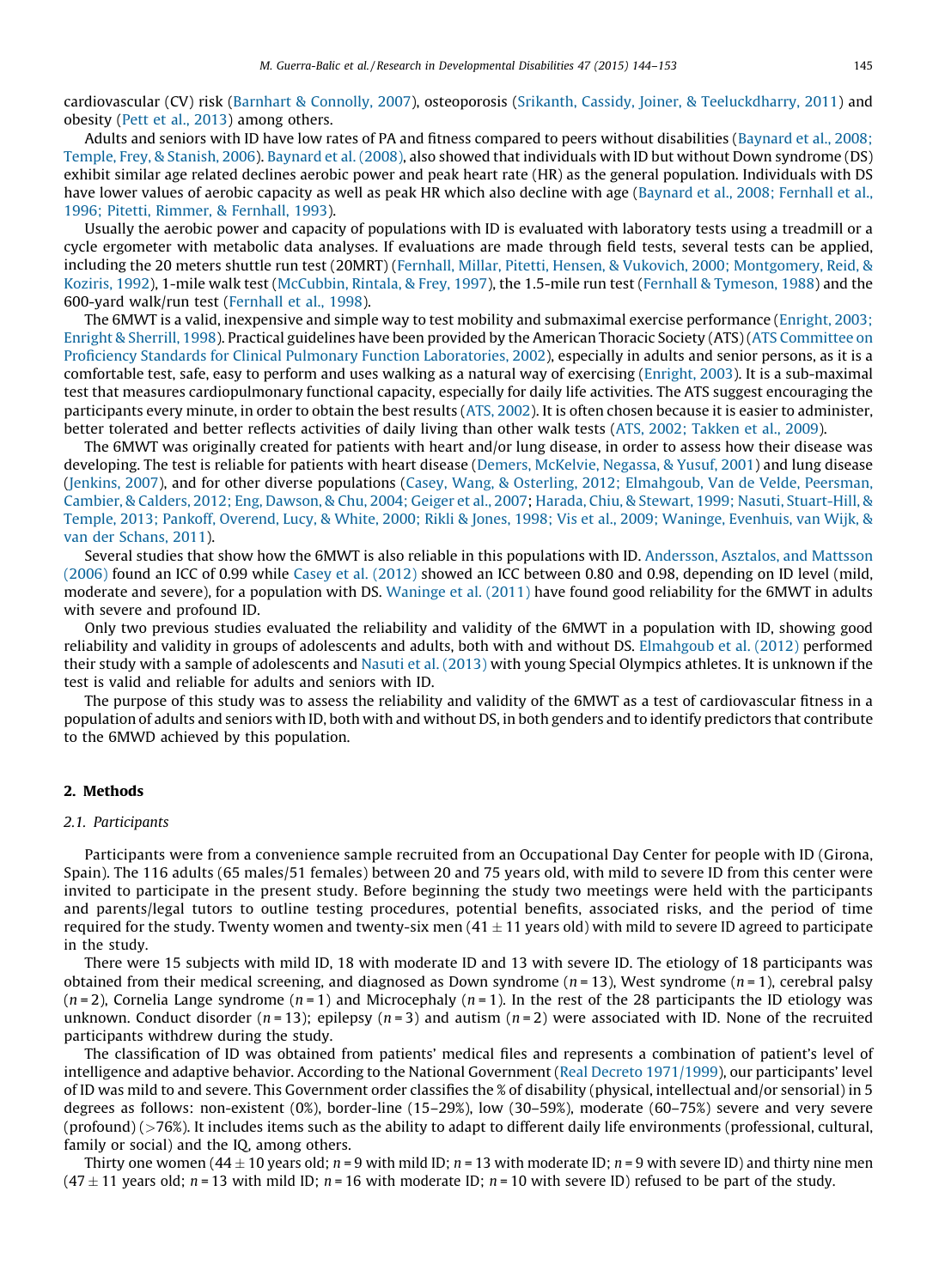cardiovascular (CV) risk (Barnhart & Connolly, 2007), osteoporosis (Srikanth, Cassidy, Joiner, & Teeluckdharry, 2011) and obesity (Pett et al., 2013) among others.

Adults and seniors with ID have low rates of PA and fitness compared to peers without disabilities (Baynard et al., 2008; Temple, Frey, & Stanish, 2006). Baynard et al. (2008), also showed that individuals with ID but without Down syndrome (DS) exhibit similar age related declines aerobic power and peak heart rate (HR) as the general population. Individuals with DS have lower values of aerobic capacity as well as peak HR which also decline with age (Baynard et al., 2008; Fernhall et al., 1996; Pitetti, Rimmer, & Fernhall, 1993).

Usually the aerobic power and capacity of populations with ID is evaluated with laboratory tests using a treadmill or a cycle ergometer with metabolic data analyses. If evaluations are made through field tests, several tests can be applied, including the 20 meters shuttle run test (20MRT) (Fernhall, Millar, Pitetti, Hensen, & Vukovich, 2000; Montgomery, Reid, & Koziris, 1992), 1-mile walk test (McCubbin, Rintala, & Frey, 1997), the 1.5-mile run test (Fernhall & Tymeson, 1988) and the 600-yard walk/run test (Fernhall et al., 1998).

The 6MWT is a valid, inexpensive and simple way to test mobility and submaximal exercise performance (Enright, 2003; Enright & Sherrill, 1998). Practical guidelines have been provided by the American Thoracic Society (ATS) (ATS Committee on Proficiency Standards for Clinical Pulmonary Function Laboratories, 2002), especially in adults and senior persons, as it is a comfortable test, safe, easy to perform and uses walking as a natural way of exercising (Enright, 2003). It is a sub-maximal test that measures cardiopulmonary functional capacity, especially for daily life activities. The ATS suggest encouraging the participants every minute, in order to obtain the best results (ATS, 2002). It is often chosen because it is easier to administer, better tolerated and better reflects activities of daily living than other walk tests (ATS, 2002; Takken et al., 2009).

The 6MWT was originally created for patients with heart and/or lung disease, in order to assess how their disease was developing. The test is reliable for patients with heart disease (Demers, McKelvie, Negassa, & Yusuf, 2001) and lung disease (Jenkins, 2007), and for other diverse populations (Casey, Wang, & Osterling, 2012; Elmahgoub, Van de Velde, Peersman, Cambier, & Calders, 2012; Eng, Dawson, & Chu, 2004; Geiger et al., 2007; Harada, Chiu, & Stewart, 1999; Nasuti, Stuart-Hill, & Temple, 2013; Pankoff, Overend, Lucy, & White, 2000; Rikli & Jones, 1998; Vis et al., 2009; Waninge, Evenhuis, van Wijk, & van der Schans, 2011).

Several studies that show how the 6MWT is also reliable in this populations with ID. Andersson, Asztalos, and Mattsson (2006) found an ICC of 0.99 while Casey et al. (2012) showed an ICC between 0.80 and 0.98, depending on ID level (mild, moderate and severe), for a population with DS. Waninge et al. (2011) have found good reliability for the 6MWT in adults with severe and profound ID.

Only two previous studies evaluated the reliability and validity of the 6MWT in a population with ID, showing good reliability and validity in groups of adolescents and adults, both with and without DS. Elmahgoub et al. (2012) performed their study with a sample of adolescents and Nasuti et al. (2013) with young Special Olympics athletes. It is unknown if the test is valid and reliable for adults and seniors with ID.

The purpose of this study was to assess the reliability and validity of the 6MWT as a test of cardiovascular fitness in a population of adults and seniors with ID, both with and without DS, in both genders and to identify predictors that contribute to the 6MWD achieved by this population.

## 2. Methods

### 2.1. Participants

Participants were from a convenience sample recruited from an Occupational Day Center for people with ID (Girona, Spain). The 116 adults (65 males/51 females) between 20 and 75 years old, with mild to severe ID from this center were invited to participate in the present study. Before beginning the study two meetings were held with the participants and parents/legal tutors to outline testing procedures, potential benefits, associated risks, and the period of time required for the study. Twenty women and twenty-six men ($41 \pm 11$ years old) with mild to severe ID agreed to participate in the study.

There were 15 subjects with mild ID, 18 with moderate ID and 13 with severe ID. The etiology of 18 participants was obtained from their medical screening, and diagnosed as Down syndrome ($n = 13$), West syndrome ($n = 1$), cerebral palsy ($n = 2$), Cornelia Lange syndrome ($n = 1$) and Microcephaly ($n = 1$). In the rest of the 28 participants the ID etiology was unknown. Conduct disorder ($n = 13$); epilepsy ($n = 3$) and autism ($n = 2$) were associated with ID. None of the recruited participants withdrew during the study.

The classification of ID was obtained from patients' medical files and represents a combination of patient's level of intelligence and adaptive behavior. According to the National Government (Real Decreto 1971/1999), our participants' level of ID was mild to and severe. This Government order classifies the % of disability (physical, intellectual and/or sensorial) in 5 degrees as follows: non-existent (0%), border-line (15–29%), low (30–59%), moderate (60–75%) severe and very severe (profound) (>76%). It includes items such as the ability to adapt to different daily life environments (professional, cultural, family or social) and the IQ, among others.

Thirty one women ($44 \pm 10$ years old; $n = 9$ with mild ID; $n = 13$ with moderate ID; $n = 9$ with severe ID) and thirty nine men ($47 \pm 11$ years old; $n = 13$ with mild ID; $n = 16$ with moderate ID; $n = 10$ with severe ID) refused to be part of the study.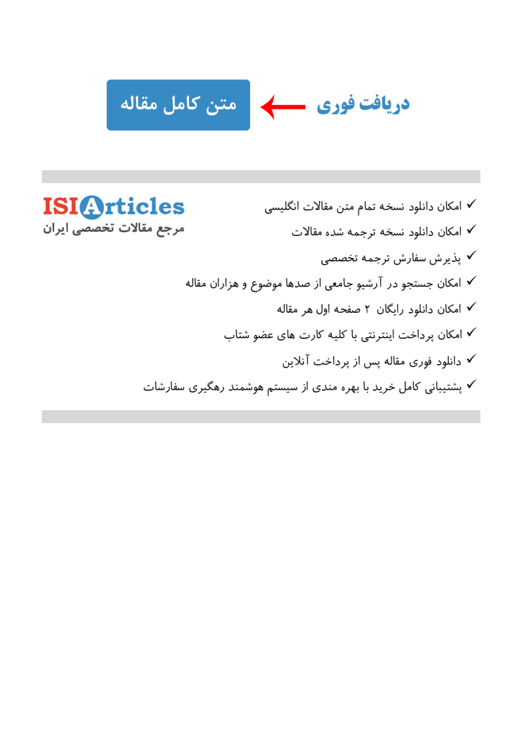دریافت فوری ← متن کامل مقاله

**ISIArticles**
مرجع مقالات تخصصی ایران

- ✓ امکان دانلود نسخه تمام متن مقالات انگلیسی
- ✓ امکان دانلود نسخه ترجمه شده مقالات
- ✓ پذیرش سفارش ترجمه تخصصی
- ✓ امکان جستجو در آرشیو جامعی از صدها موضوع و هزاران مقاله
- ✓ امکان دانلود رایگان ۲ صفحه اول هر مقاله
- ✓ امکان پرداخت اینترنتی با کلیه کارت های عضو شتاب
- ✓ دانلود فوری مقاله پس از پرداخت آنلاین
- ✓ پشتیبانی کامل خرید با بهره مندی از سیستم هوشمند رهگیری سفارشات